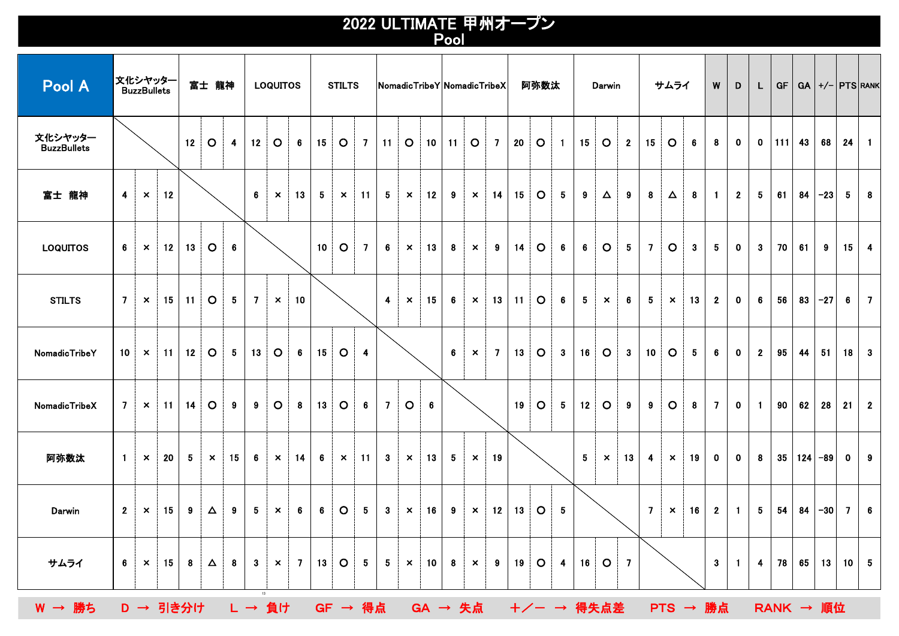# 2022 ULTIMATE 甲州オープン
## Pool

| Pool A | 文化シャッターBuzzBullets | 富士　龍神 | LOQUITOS | STILTS | NomadicTribeY | NomadicTribeX | 阿弥数汰 | Darwin | サムライ | W | D | L | GF | GA | +/− | PTS | RANK |
|---|---|---|---|---|---|---|---|---|---|---|---|---|---|---|---|---|---|
| 文化シャッターBuzzBullets | | 12 ○ 4 | 12 ○ 6 | 15 ○ 7 | 11 ○ 10 | 11 ○ 7 | 20 ○ 1 | 15 ○ 2 | 15 ○ 6 | 8 | 0 | 0 | 111 | 43 | 68 | 24 | 1 |
| 富士　龍神 | 4 × 12 | | 6 × 13 | 5 × 11 | 5 × 12 | 9 × 14 | 15 ○ 5 | 9 △ 9 | 8 △ 8 | 1 | 2 | 5 | 61 | 84 | −23 | 5 | 8 |
| LOQUITOS | 6 × 12 | 13 ○ 6 | | 10 ○ 7 | 6 × 13 | 8 × 9 | 14 ○ 6 | 6 ○ 5 | 7 ○ 3 | 5 | 0 | 3 | 70 | 61 | 9 | 15 | 4 |
| STILTS | 7 × 15 | 11 ○ 5 | 7 × 10 | | 4 × 15 | 6 × 13 | 11 ○ 6 | 5 × 6 | 5 × 13 | 2 | 0 | 6 | 56 | 83 | −27 | 6 | 7 |
| NomadicTribeY | 10 × 11 | 12 ○ 5 | 13 ○ 6 | 15 ○ 4 | | 6 × 7 | 13 ○ 3 | 16 ○ 3 | 10 ○ 5 | 6 | 0 | 2 | 95 | 44 | 51 | 18 | 3 |
| NomadicTribeX | 7 × 11 | 14 ○ 9 | 9 ○ 8 | 13 ○ 6 | 7 ○ 6 | | 19 ○ 5 | 12 ○ 9 | 9 ○ 8 | 7 | 0 | 1 | 90 | 62 | 28 | 21 | 2 |
| 阿弥数汰 | 1 × 20 | 5 × 15 | 6 × 14 | 6 × 11 | 3 × 13 | 5 × 19 | | 5 × 13 | 4 × 19 | 0 | 0 | 8 | 35 | 124 | −89 | 0 | 9 |
| Darwin | 2 × 15 | 9 △ 9 | 5 × 6 | 6 ○ 5 | 3 × 16 | 9 × 12 | 13 ○ 5 | | 7 × 16 | 2 | 1 | 5 | 54 | 84 | −30 | 7 | 6 |
| サムライ | 6 × 15 | 8 △ 8 | 3 × 7 | 13 ○ 5 | 5 × 10 | 8 × 9 | 19 ○ 4 | 16 ○ 7 | | 3 | 1 | 4 | 78 | 65 | 13 | 10 | 5 |

W → 勝ち　D → 引き分け　L → 負け　GF → 得点　GA → 失点　＋／－ → 得失点差　PTS → 勝点　RANK → 順位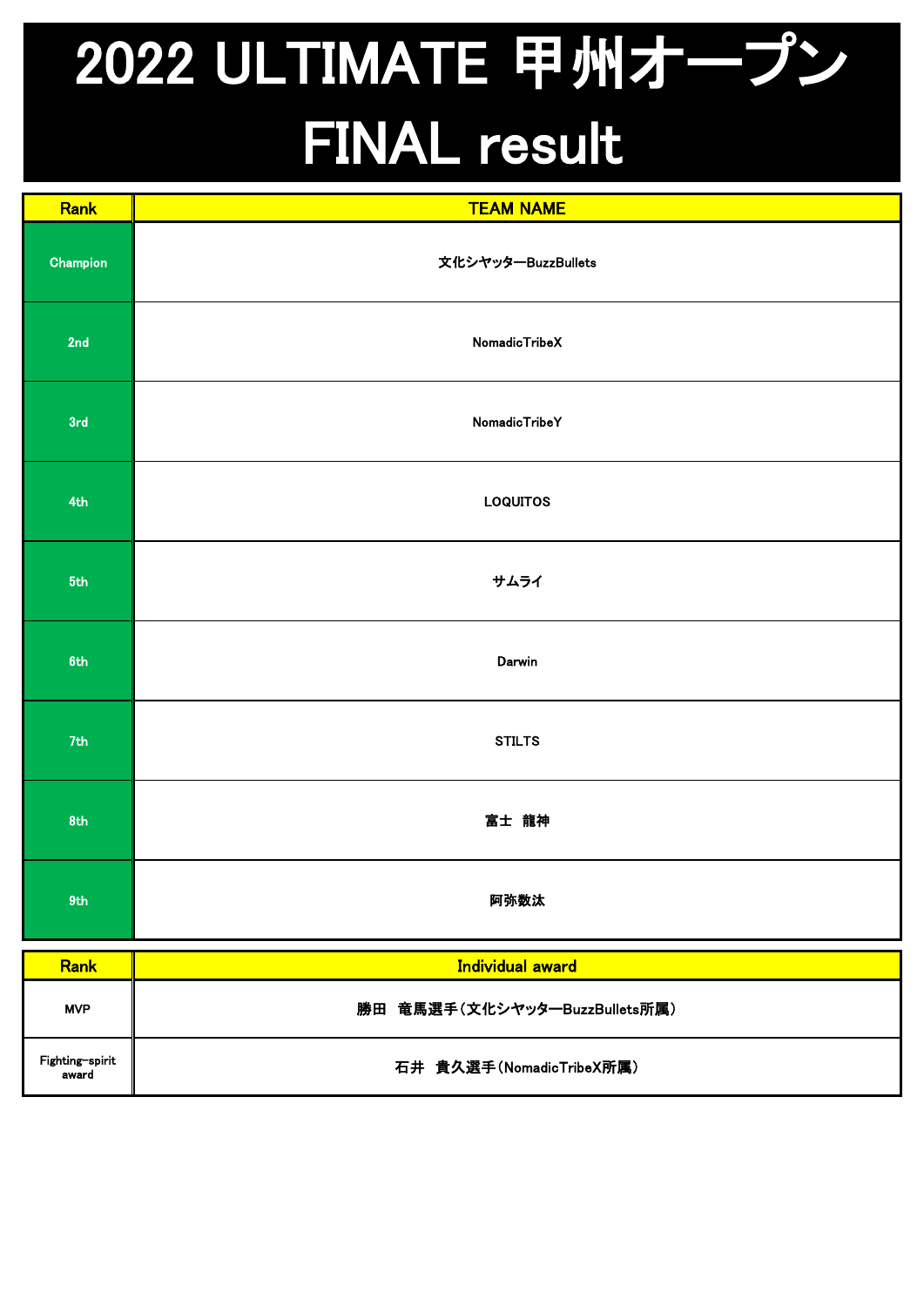# 2022 ULTIMATE 甲州オープン FINAL result

| Rank | TEAM NAME |
|---|---|
| Champion | 文化シヤッターBuzzBullets |
| 2nd | NomadicTribeX |
| 3rd | NomadicTribeY |
| 4th | LOQUITOS |
| 5th | サムライ |
| 6th | Darwin |
| 7th | STILTS |
| 8th | 富士　龍神 |
| 9th | 阿弥数汰 |

| Rank | Individual award |
|---|---|
| MVP | 勝田　竜馬選手（文化シヤッターBuzzBullets所属） |
| Fighting-spirit award | 石井　貴久選手（NomadicTribeX所属） |